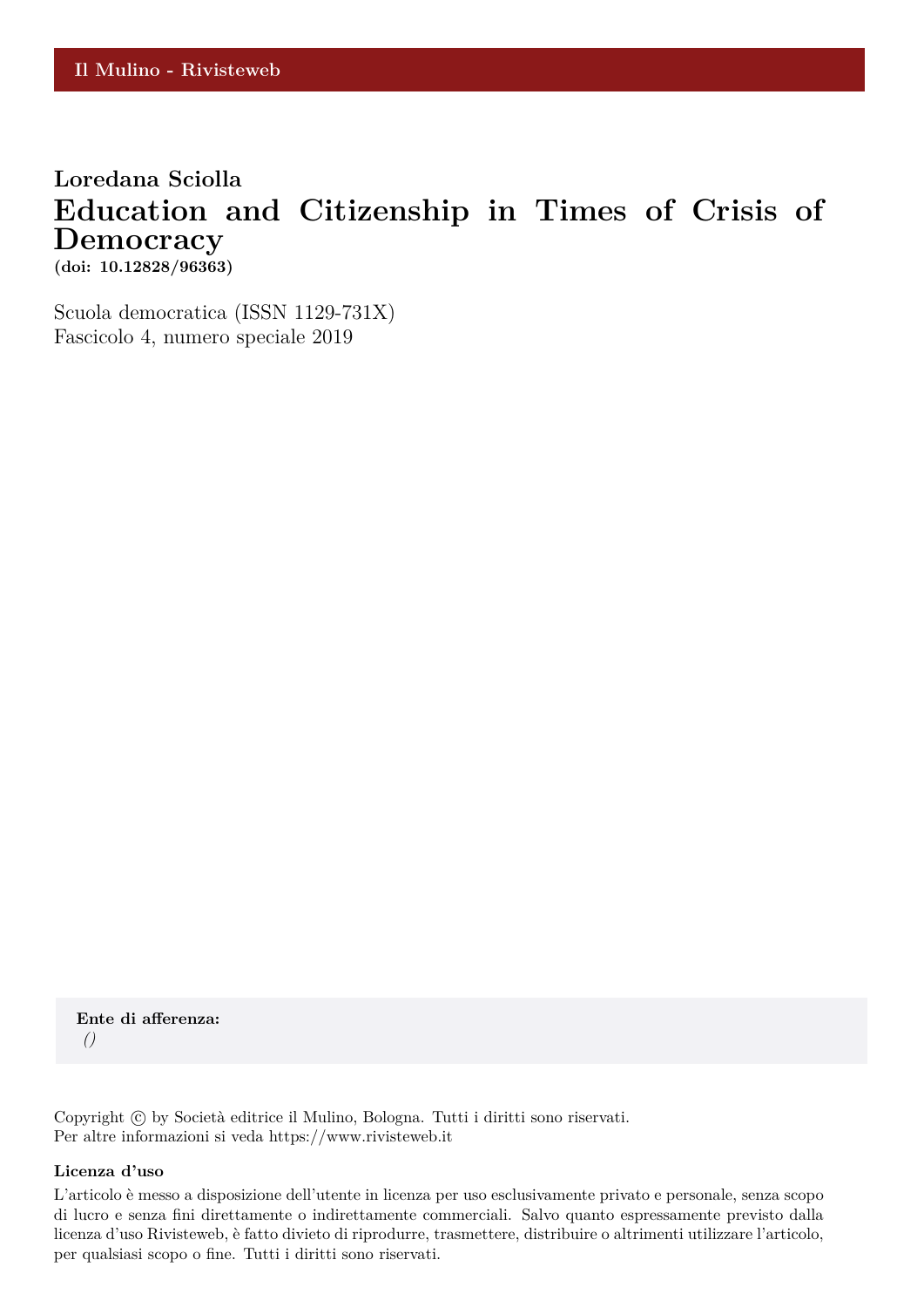Il Mulino - Rivisteweb

**Loredana Sciolla**

# Education and Citizenship in Times of Crisis of Democracy

**(doi: 10.12828/96363)**

Scuola democratica (ISSN 1129-731X)
Fascicolo 4, numero speciale 2019

**Ente di afferenza:**
*()*

Copyright © by Società editrice il Mulino, Bologna. Tutti i diritti sono riservati.
Per altre informazioni si veda https://www.rivisteweb.it

**Licenza d'uso**

L'articolo è messo a disposizione dell'utente in licenza per uso esclusivamente privato e personale, senza scopo di lucro e senza fini direttamente o indirettamente commerciali. Salvo quanto espressamente previsto dalla licenza d'uso Rivisteweb, è fatto divieto di riprodurre, trasmettere, distribuire o altrimenti utilizzare l'articolo, per qualsiasi scopo o fine. Tutti i diritti sono riservati.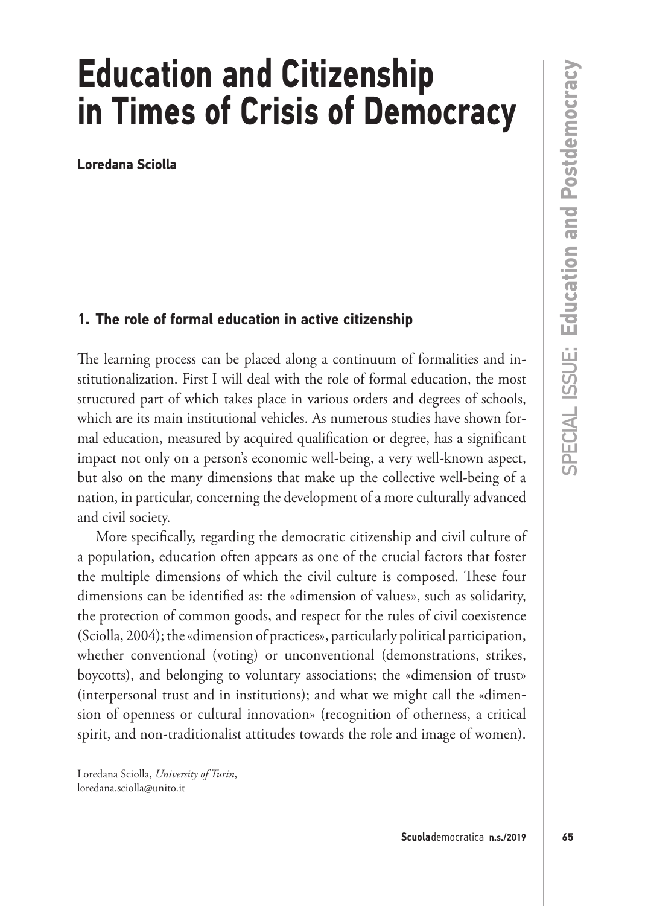# Education and Citizenship in Times of Crisis of Democracy

**Loredana Sciolla**

## 1. The role of formal education in active citizenship

The learning process can be placed along a continuum of formalities and institutionalization. First I will deal with the role of formal education, the most structured part of which takes place in various orders and degrees of schools, which are its main institutional vehicles. As numerous studies have shown formal education, measured by acquired qualification or degree, has a significant impact not only on a person's economic well-being, a very well-known aspect, but also on the many dimensions that make up the collective well-being of a nation, in particular, concerning the development of a more culturally advanced and civil society.

More specifically, regarding the democratic citizenship and civil culture of a population, education often appears as one of the crucial factors that foster the multiple dimensions of which the civil culture is composed. These four dimensions can be identified as: the «dimension of values», such as solidarity, the protection of common goods, and respect for the rules of civil coexistence (Sciolla, 2004); the «dimension of practices», particularly political participation, whether conventional (voting) or unconventional (demonstrations, strikes, boycotts), and belonging to voluntary associations; the «dimension of trust» (interpersonal trust and in institutions); and what we might call the «dimension of openness or cultural innovation» (recognition of otherness, a critical spirit, and non-traditionalist attitudes towards the role and image of women).

Loredana Sciolla, *University of Turin*, loredana.sciolla@unito.it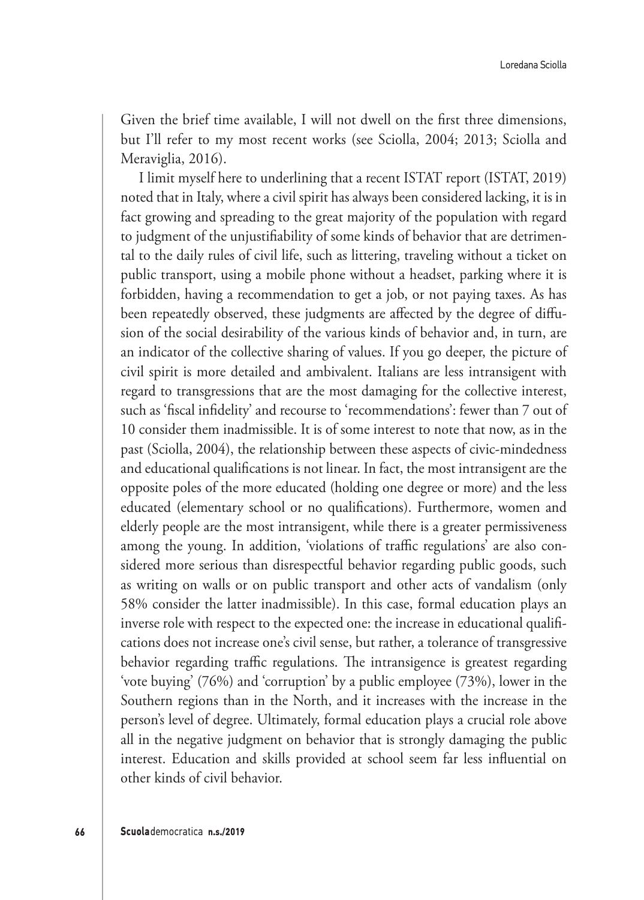Given the brief time available, I will not dwell on the first three dimensions, but I'll refer to my most recent works (see Sciolla, 2004; 2013; Sciolla and Meraviglia, 2016).

I limit myself here to underlining that a recent ISTAT report (ISTAT, 2019) noted that in Italy, where a civil spirit has always been considered lacking, it is in fact growing and spreading to the great majority of the population with regard to judgment of the unjustifiability of some kinds of behavior that are detrimental to the daily rules of civil life, such as littering, traveling without a ticket on public transport, using a mobile phone without a headset, parking where it is forbidden, having a recommendation to get a job, or not paying taxes. As has been repeatedly observed, these judgments are affected by the degree of diffusion of the social desirability of the various kinds of behavior and, in turn, are an indicator of the collective sharing of values. If you go deeper, the picture of civil spirit is more detailed and ambivalent. Italians are less intransigent with regard to transgressions that are the most damaging for the collective interest, such as 'fiscal infidelity' and recourse to 'recommendations': fewer than 7 out of 10 consider them inadmissible. It is of some interest to note that now, as in the past (Sciolla, 2004), the relationship between these aspects of civic-mindedness and educational qualifications is not linear. In fact, the most intransigent are the opposite poles of the more educated (holding one degree or more) and the less educated (elementary school or no qualifications). Furthermore, women and elderly people are the most intransigent, while there is a greater permissiveness among the young. In addition, 'violations of traffic regulations' are also considered more serious than disrespectful behavior regarding public goods, such as writing on walls or on public transport and other acts of vandalism (only 58% consider the latter inadmissible). In this case, formal education plays an inverse role with respect to the expected one: the increase in educational qualifications does not increase one's civil sense, but rather, a tolerance of transgressive behavior regarding traffic regulations. The intransigence is greatest regarding 'vote buying' (76%) and 'corruption' by a public employee (73%), lower in the Southern regions than in the North, and it increases with the increase in the person's level of degree. Ultimately, formal education plays a crucial role above all in the negative judgment on behavior that is strongly damaging the public interest. Education and skills provided at school seem far less influential on other kinds of civil behavior.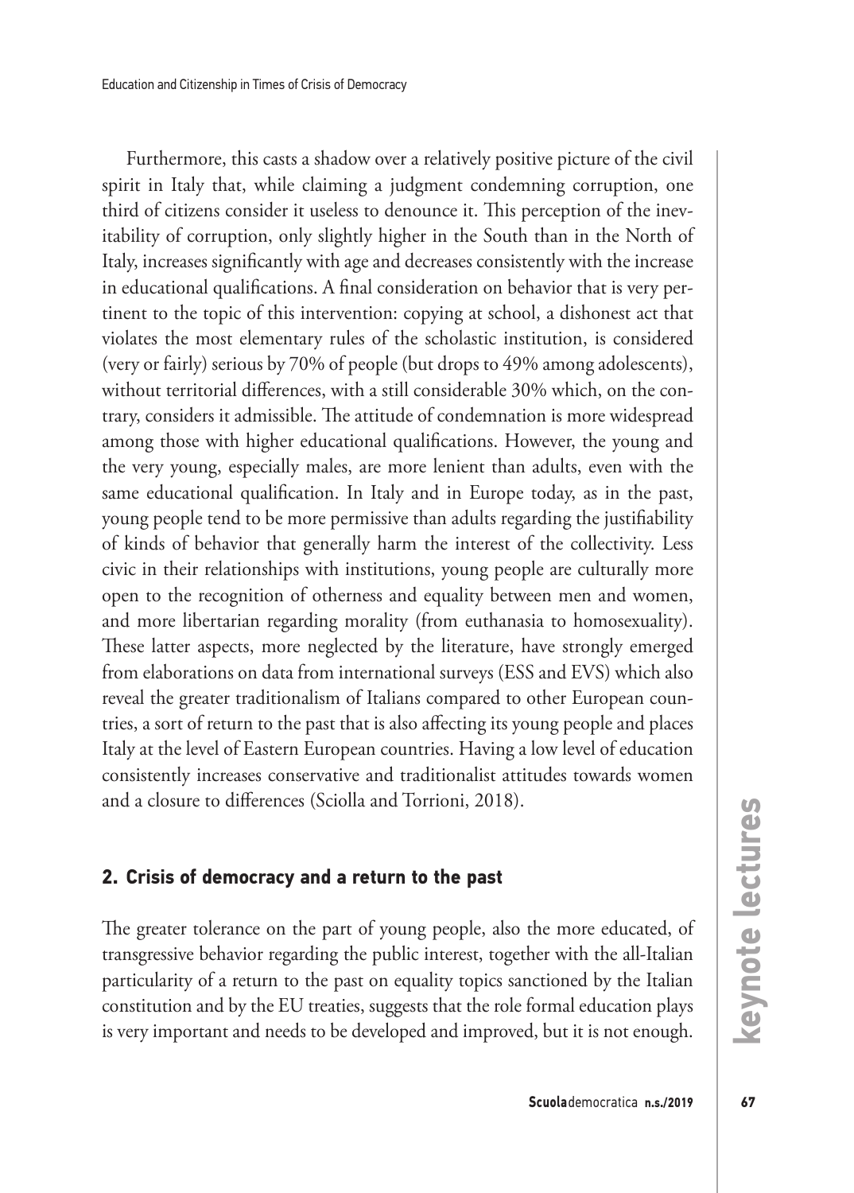Furthermore, this casts a shadow over a relatively positive picture of the civil spirit in Italy that, while claiming a judgment condemning corruption, one third of citizens consider it useless to denounce it. This perception of the inevitability of corruption, only slightly higher in the South than in the North of Italy, increases significantly with age and decreases consistently with the increase in educational qualifications. A final consideration on behavior that is very pertinent to the topic of this intervention: copying at school, a dishonest act that violates the most elementary rules of the scholastic institution, is considered (very or fairly) serious by 70% of people (but drops to 49% among adolescents), without territorial differences, with a still considerable 30% which, on the contrary, considers it admissible. The attitude of condemnation is more widespread among those with higher educational qualifications. However, the young and the very young, especially males, are more lenient than adults, even with the same educational qualification. In Italy and in Europe today, as in the past, young people tend to be more permissive than adults regarding the justifiability of kinds of behavior that generally harm the interest of the collectivity. Less civic in their relationships with institutions, young people are culturally more open to the recognition of otherness and equality between men and women, and more libertarian regarding morality (from euthanasia to homosexuality). These latter aspects, more neglected by the literature, have strongly emerged from elaborations on data from international surveys (ESS and EVS) which also reveal the greater traditionalism of Italians compared to other European countries, a sort of return to the past that is also affecting its young people and places Italy at the level of Eastern European countries. Having a low level of education consistently increases conservative and traditionalist attitudes towards women and a closure to differences (Sciolla and Torrioni, 2018).

## 2. Crisis of democracy and a return to the past

The greater tolerance on the part of young people, also the more educated, of transgressive behavior regarding the public interest, together with the all-Italian particularity of a return to the past on equality topics sanctioned by the Italian constitution and by the EU treaties, suggests that the role formal education plays is very important and needs to be developed and improved, but it is not enough.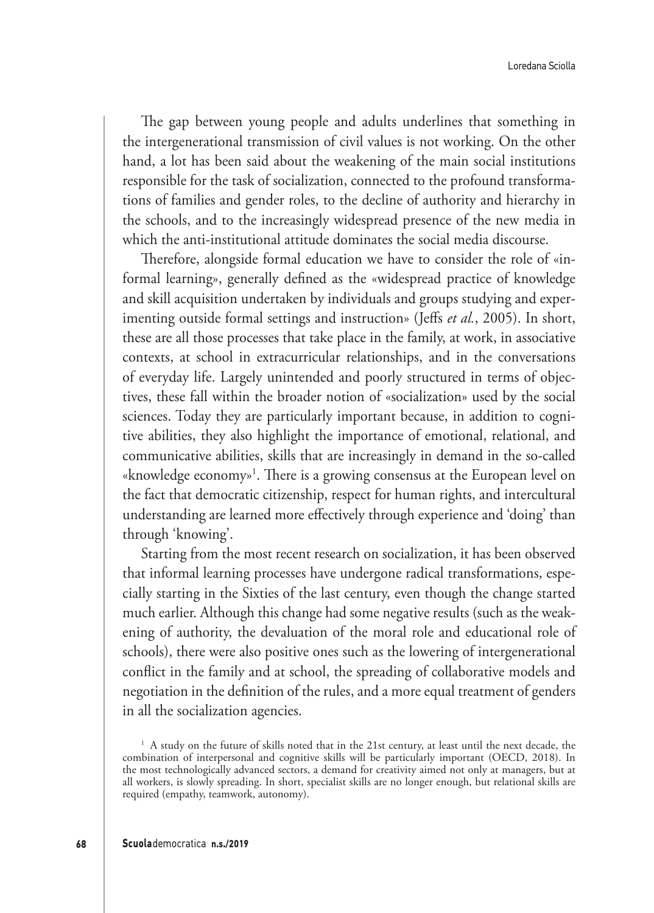The gap between young people and adults underlines that something in the intergenerational transmission of civil values is not working. On the other hand, a lot has been said about the weakening of the main social institutions responsible for the task of socialization, connected to the profound transformations of families and gender roles, to the decline of authority and hierarchy in the schools, and to the increasingly widespread presence of the new media in which the anti-institutional attitude dominates the social media discourse.

Therefore, alongside formal education we have to consider the role of «informal learning», generally defined as the «widespread practice of knowledge and skill acquisition undertaken by individuals and groups studying and experimenting outside formal settings and instruction» (Jeffs *et al.*, 2005). In short, these are all those processes that take place in the family, at work, in associative contexts, at school in extracurricular relationships, and in the conversations of everyday life. Largely unintended and poorly structured in terms of objectives, these fall within the broader notion of «socialization» used by the social sciences. Today they are particularly important because, in addition to cognitive abilities, they also highlight the importance of emotional, relational, and communicative abilities, skills that are increasingly in demand in the so-called «knowledge economy»[1]. There is a growing consensus at the European level on the fact that democratic citizenship, respect for human rights, and intercultural understanding are learned more effectively through experience and 'doing' than through 'knowing'.

Starting from the most recent research on socialization, it has been observed that informal learning processes have undergone radical transformations, especially starting in the Sixties of the last century, even though the change started much earlier. Although this change had some negative results (such as the weakening of authority, the devaluation of the moral role and educational role of schools), there were also positive ones such as the lowering of intergenerational conflict in the family and at school, the spreading of collaborative models and negotiation in the definition of the rules, and a more equal treatment of genders in all the socialization agencies.

[1] A study on the future of skills noted that in the 21st century, at least until the next decade, the combination of interpersonal and cognitive skills will be particularly important (OECD, 2018). In the most technologically advanced sectors, a demand for creativity aimed not only at managers, but at all workers, is slowly spreading. In short, specialist skills are no longer enough, but relational skills are required (empathy, teamwork, autonomy).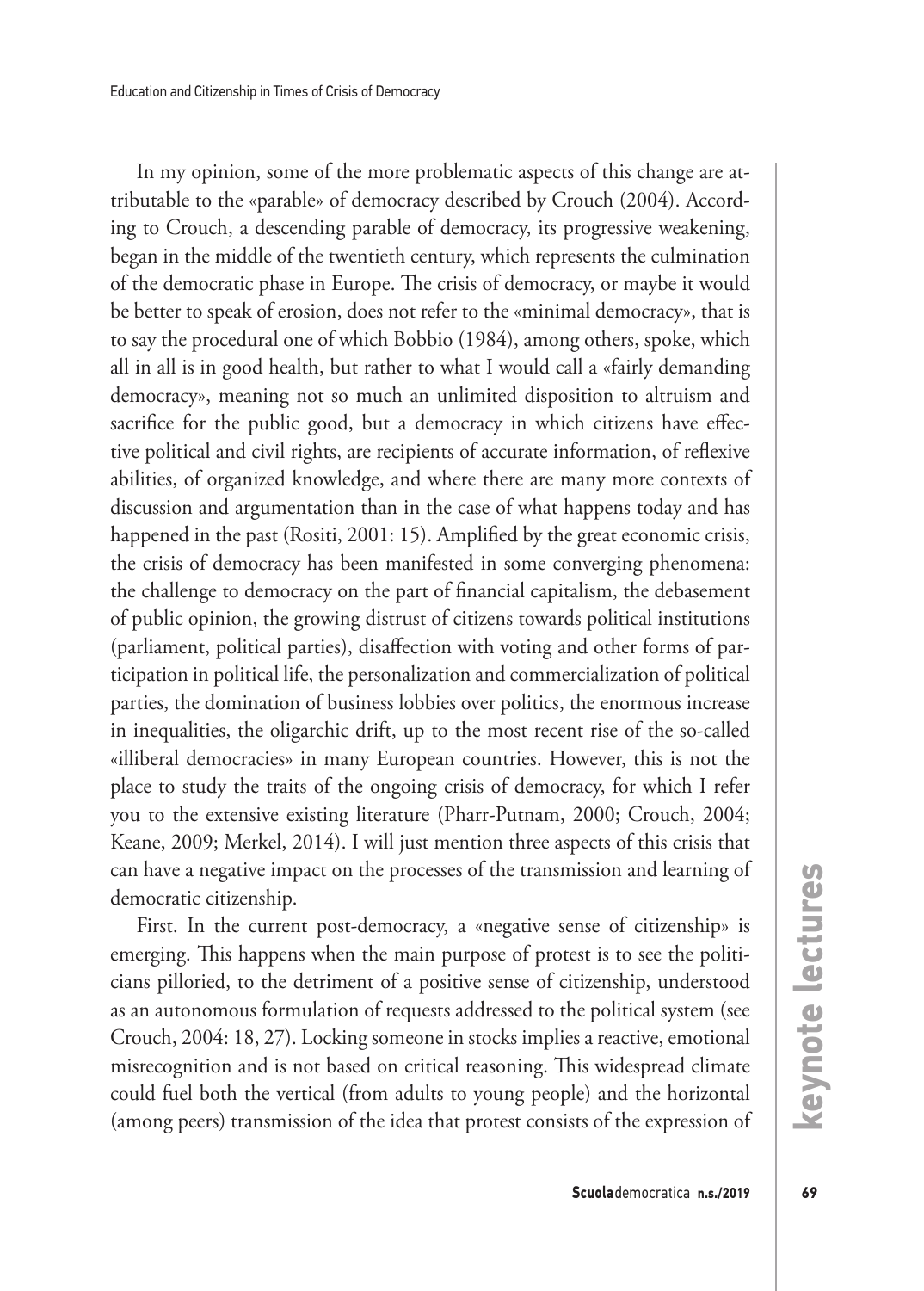In my opinion, some of the more problematic aspects of this change are attributable to the «parable» of democracy described by Crouch (2004). According to Crouch, a descending parable of democracy, its progressive weakening, began in the middle of the twentieth century, which represents the culmination of the democratic phase in Europe. The crisis of democracy, or maybe it would be better to speak of erosion, does not refer to the «minimal democracy», that is to say the procedural one of which Bobbio (1984), among others, spoke, which all in all is in good health, but rather to what I would call a «fairly demanding democracy», meaning not so much an unlimited disposition to altruism and sacrifice for the public good, but a democracy in which citizens have effective political and civil rights, are recipients of accurate information, of reflexive abilities, of organized knowledge, and where there are many more contexts of discussion and argumentation than in the case of what happens today and has happened in the past (Rositi, 2001: 15). Amplified by the great economic crisis, the crisis of democracy has been manifested in some converging phenomena: the challenge to democracy on the part of financial capitalism, the debasement of public opinion, the growing distrust of citizens towards political institutions (parliament, political parties), disaffection with voting and other forms of participation in political life, the personalization and commercialization of political parties, the domination of business lobbies over politics, the enormous increase in inequalities, the oligarchic drift, up to the most recent rise of the so-called «illiberal democracies» in many European countries. However, this is not the place to study the traits of the ongoing crisis of democracy, for which I refer you to the extensive existing literature (Pharr-Putnam, 2000; Crouch, 2004; Keane, 2009; Merkel, 2014). I will just mention three aspects of this crisis that can have a negative impact on the processes of the transmission and learning of democratic citizenship.

First. In the current post-democracy, a «negative sense of citizenship» is emerging. This happens when the main purpose of protest is to see the politicians pilloried, to the detriment of a positive sense of citizenship, understood as an autonomous formulation of requests addressed to the political system (see Crouch, 2004: 18, 27). Locking someone in stocks implies a reactive, emotional misrecognition and is not based on critical reasoning. This widespread climate could fuel both the vertical (from adults to young people) and the horizontal (among peers) transmission of the idea that protest consists of the expression of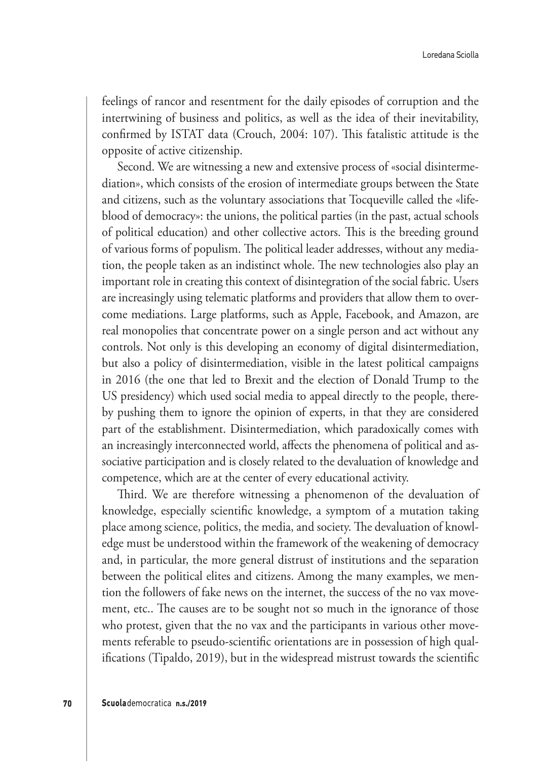feelings of rancor and resentment for the daily episodes of corruption and the intertwining of business and politics, as well as the idea of their inevitability, confirmed by ISTAT data (Crouch, 2004: 107). This fatalistic attitude is the opposite of active citizenship.

Second. We are witnessing a new and extensive process of «social disintermediation», which consists of the erosion of intermediate groups between the State and citizens, such as the voluntary associations that Tocqueville called the «lifeblood of democracy»: the unions, the political parties (in the past, actual schools of political education) and other collective actors. This is the breeding ground of various forms of populism. The political leader addresses, without any mediation, the people taken as an indistinct whole. The new technologies also play an important role in creating this context of disintegration of the social fabric. Users are increasingly using telematic platforms and providers that allow them to overcome mediations. Large platforms, such as Apple, Facebook, and Amazon, are real monopolies that concentrate power on a single person and act without any controls. Not only is this developing an economy of digital disintermediation, but also a policy of disintermediation, visible in the latest political campaigns in 2016 (the one that led to Brexit and the election of Donald Trump to the US presidency) which used social media to appeal directly to the people, thereby pushing them to ignore the opinion of experts, in that they are considered part of the establishment. Disintermediation, which paradoxically comes with an increasingly interconnected world, affects the phenomena of political and associative participation and is closely related to the devaluation of knowledge and competence, which are at the center of every educational activity.

Third. We are therefore witnessing a phenomenon of the devaluation of knowledge, especially scientific knowledge, a symptom of a mutation taking place among science, politics, the media, and society. The devaluation of knowledge must be understood within the framework of the weakening of democracy and, in particular, the more general distrust of institutions and the separation between the political elites and citizens. Among the many examples, we mention the followers of fake news on the internet, the success of the no vax movement, etc.. The causes are to be sought not so much in the ignorance of those who protest, given that the no vax and the participants in various other movements referable to pseudo-scientific orientations are in possession of high qualifications (Tipaldo, 2019), but in the widespread mistrust towards the scientific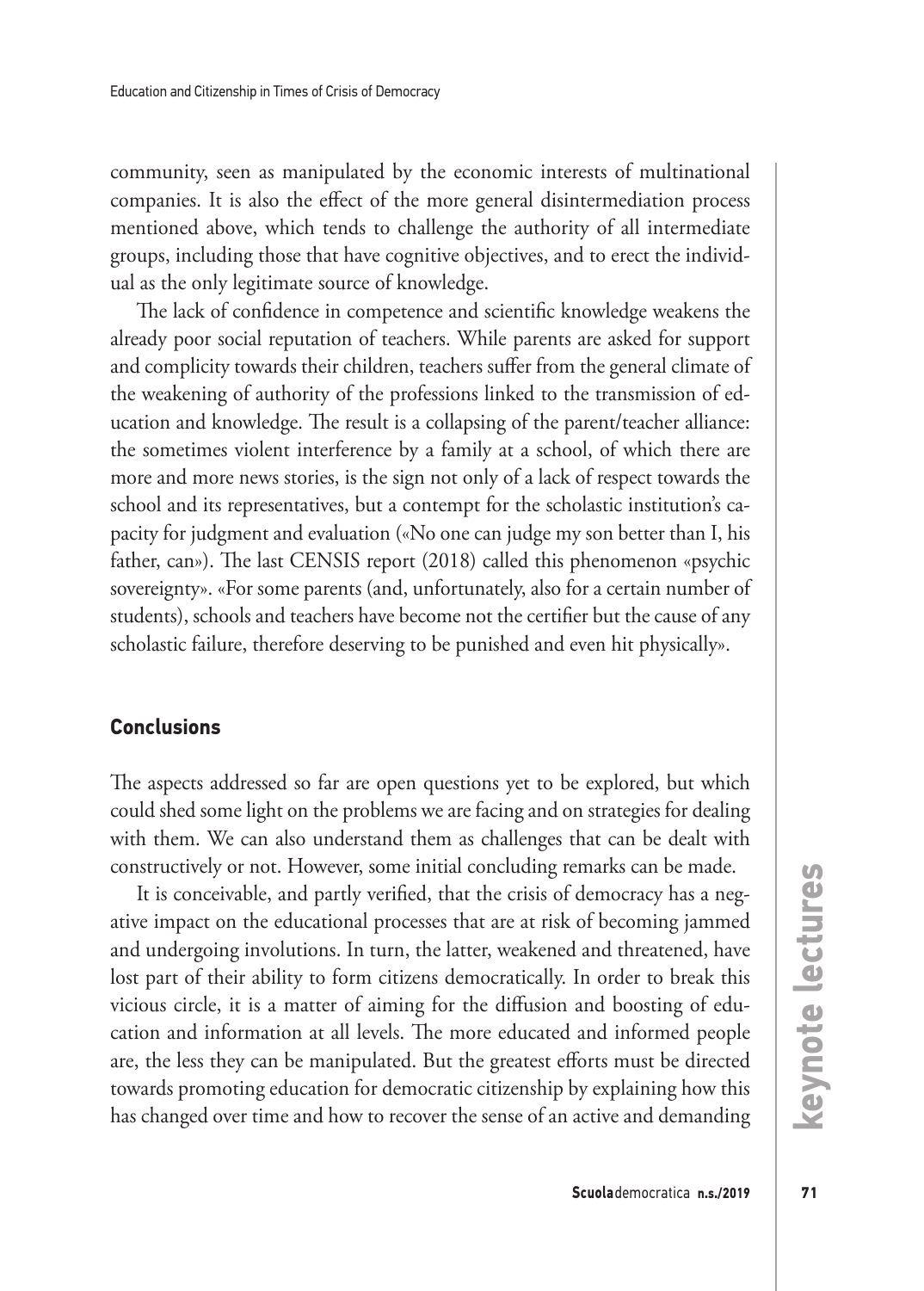community, seen as manipulated by the economic interests of multinational companies. It is also the effect of the more general disintermediation process mentioned above, which tends to challenge the authority of all intermediate groups, including those that have cognitive objectives, and to erect the individual as the only legitimate source of knowledge.

The lack of confidence in competence and scientific knowledge weakens the already poor social reputation of teachers. While parents are asked for support and complicity towards their children, teachers suffer from the general climate of the weakening of authority of the professions linked to the transmission of education and knowledge. The result is a collapsing of the parent/teacher alliance: the sometimes violent interference by a family at a school, of which there are more and more news stories, is the sign not only of a lack of respect towards the school and its representatives, but a contempt for the scholastic institution's capacity for judgment and evaluation («No one can judge my son better than I, his father, can»). The last CENSIS report (2018) called this phenomenon «psychic sovereignty». «For some parents (and, unfortunately, also for a certain number of students), schools and teachers have become not the certifier but the cause of any scholastic failure, therefore deserving to be punished and even hit physically».

## Conclusions

The aspects addressed so far are open questions yet to be explored, but which could shed some light on the problems we are facing and on strategies for dealing with them. We can also understand them as challenges that can be dealt with constructively or not. However, some initial concluding remarks can be made.

It is conceivable, and partly verified, that the crisis of democracy has a negative impact on the educational processes that are at risk of becoming jammed and undergoing involutions. In turn, the latter, weakened and threatened, have lost part of their ability to form citizens democratically. In order to break this vicious circle, it is a matter of aiming for the diffusion and boosting of education and information at all levels. The more educated and informed people are, the less they can be manipulated. But the greatest efforts must be directed towards promoting education for democratic citizenship by explaining how this has changed over time and how to recover the sense of an active and demanding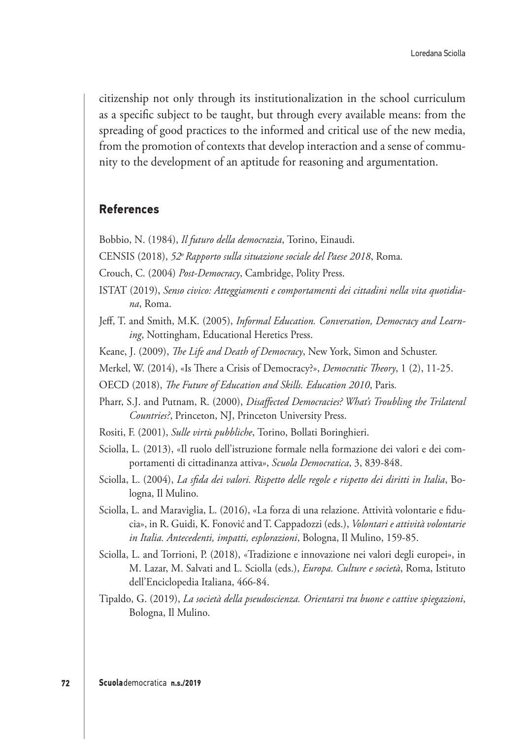citizenship not only through its institutionalization in the school curriculum as a specific subject to be taught, but through every available means: from the spreading of good practices to the informed and critical use of the new media, from the promotion of contexts that develop interaction and a sense of community to the development of an aptitude for reasoning and argumentation.

## References

Bobbio, N. (1984), *Il futuro della democrazia*, Torino, Einaudi.

CENSIS (2018), *52° Rapporto sulla situazione sociale del Paese 2018*, Roma.

Crouch, C. (2004) *Post-Democracy*, Cambridge, Polity Press.

ISTAT (2019), *Senso civico: Atteggiamenti e comportamenti dei cittadini nella vita quotidiana*, Roma.

Jeff, T. and Smith, M.K. (2005), *Informal Education. Conversation, Democracy and Learning*, Nottingham, Educational Heretics Press.

Keane, J. (2009), *The Life and Death of Democracy*, New York, Simon and Schuster.

Merkel, W. (2014), «Is There a Crisis of Democracy?», *Democratic Theory*, 1 (2), 11-25.

OECD (2018), *The Future of Education and Skills. Education 2010*, Paris.

Pharr, S.J. and Putnam, R. (2000), *Disaffected Democracies? What's Troubling the Trilateral Countries?*, Princeton, NJ, Princeton University Press.

Rositi, F. (2001), *Sulle virtù pubbliche*, Torino, Bollati Boringhieri.

Sciolla, L. (2013), «Il ruolo dell'istruzione formale nella formazione dei valori e dei comportamenti di cittadinanza attiva», *Scuola Democratica*, 3, 839-848.

Sciolla, L. (2004), *La sfida dei valori. Rispetto delle regole e rispetto dei diritti in Italia*, Bologna, Il Mulino.

Sciolla, L. and Maraviglia, L. (2016), «La forza di una relazione. Attività volontarie e fiducia», in R. Guidi, K. Fonović and T. Cappadozzi (eds.), *Volontari e attività volontarie in Italia. Antecedenti, impatti, esplorazioni*, Bologna, Il Mulino, 159-85.

Sciolla, L. and Torrioni, P. (2018), «Tradizione e innovazione nei valori degli europei», in M. Lazar, M. Salvati and L. Sciolla (eds.), *Europa. Culture e società*, Roma, Istituto dell'Enciclopedia Italiana, 466-84.

Tipaldo, G. (2019), *La società della pseudoscienza. Orientarsi tra buone e cattive spiegazioni*, Bologna, Il Mulino.